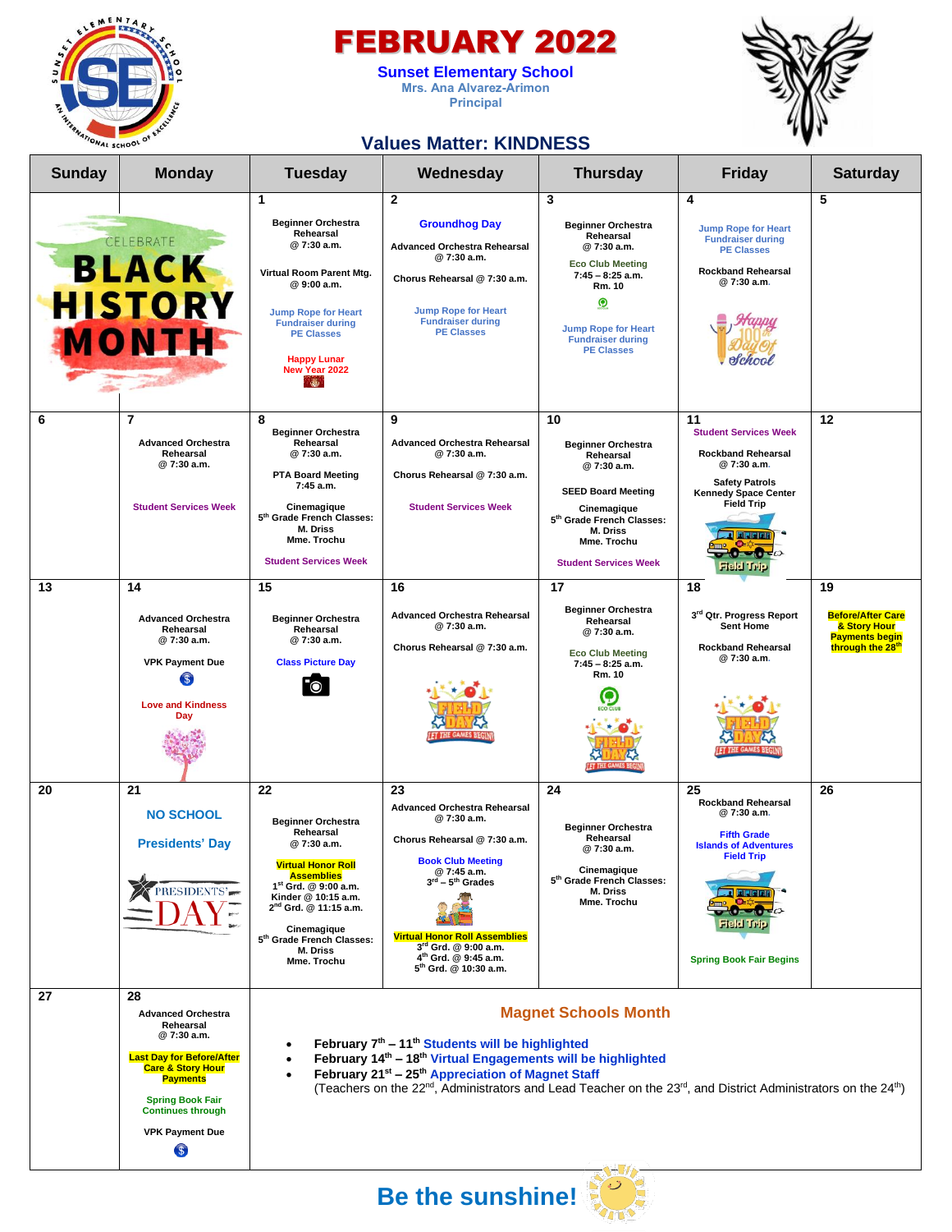# FEBRUARY 2022

**Sunset Elementary School**
Mrs. Ana Alvarez-Arimon
Principal

## Values Matter: KINDNESS

| Sunday | Monday | Tuesday | Wednesday | Thursday | Friday | Saturday |
|---|---|---|---|---|---|---|
| CELEBRATE BLACK HISTORY MONTH | | **1** Beginner Orchestra Rehearsal @ 7:30 a.m. Virtual Room Parent Mtg. @ 9:00 a.m. Jump Rope for Heart Fundraiser during PE Classes Happy Lunar New Year 2022 | **2** Groundhog Day Advanced Orchestra Rehearsal @ 7:30 a.m. Chorus Rehearsal @ 7:30 a.m. Jump Rope for Heart Fundraiser during PE Classes | **3** Beginner Orchestra Rehearsal @ 7:30 a.m. Eco Club Meeting 7:45 – 8:25 a.m. Rm. 10 Jump Rope for Heart Fundraiser during PE Classes | **4** Jump Rope for Heart Fundraiser during PE Classes Rockband Rehearsal @ 7:30 a.m. Happy 100th Day Of School | **5** |
| **6** | **7** Advanced Orchestra Rehearsal @ 7:30 a.m. Student Services Week | **8** Beginner Orchestra Rehearsal @ 7:30 a.m. PTA Board Meeting 7:45 a.m. Cinemagique 5th Grade French Classes: M. Driss Mme. Trochu Student Services Week | **9** Advanced Orchestra Rehearsal @ 7:30 a.m. Chorus Rehearsal @ 7:30 a.m. Student Services Week | **10** Beginner Orchestra Rehearsal @ 7:30 a.m. SEED Board Meeting Cinemagique 5th Grade French Classes: M. Driss Mme. Trochu Student Services Week | **11** Student Services Week Rockband Rehearsal @ 7:30 a.m. Safety Patrols Kennedy Space Center Field Trip | **12** |
| **13** | **14** Advanced Orchestra Rehearsal @ 7:30 a.m. VPK Payment Due Love and Kindness Day | **15** Beginner Orchestra Rehearsal @ 7:30 a.m. Class Picture Day | **16** Advanced Orchestra Rehearsal @ 7:30 a.m. Chorus Rehearsal @ 7:30 a.m. Field Day Let the Games Begin! | **17** Beginner Orchestra Rehearsal @ 7:30 a.m. Eco Club Meeting 7:45 – 8:25 a.m. Rm. 10 Field Day Let the Games Begin! | **18** 3rd Qtr. Progress Report Sent Home Rockband Rehearsal @ 7:30 a.m. Field Day Let the Games Begin! | **19** Before/After Care & Story Hour Payments begin through the 28th |
| **20** | **21** NO SCHOOL Presidents' Day | **22** Beginner Orchestra Rehearsal @ 7:30 a.m. Virtual Honor Roll Assemblies 1st Grd. @ 9:00 a.m. Kinder @ 10:15 a.m. 2nd Grd. @ 11:15 a.m. Cinemagique 5th Grade French Classes: M. Driss Mme. Trochu | **23** Advanced Orchestra Rehearsal @ 7:30 a.m. Chorus Rehearsal @ 7:30 a.m. Book Club Meeting @ 7:45 a.m. 3rd – 5th Grades Virtual Honor Roll Assemblies 3rd Grd. @ 9:00 a.m. 4th Grd. @ 9:45 a.m. 5th Grd. @ 10:30 a.m. | **24** Beginner Orchestra Rehearsal @ 7:30 a.m. Cinemagique 5th Grade French Classes: M. Driss Mme. Trochu | **25** Rockband Rehearsal @ 7:30 a.m. Fifth Grade Islands of Adventures Field Trip Spring Book Fair Begins | **26** |
| **27** | **28** Advanced Orchestra Rehearsal @ 7:30 a.m. Last Day for Before/After Care & Story Hour Payments Spring Book Fair Continues through VPK Payment Due | | | | | |

### Magnet Schools Month

- February 7th – 11th Students will be highlighted
- February 14th – 18th Virtual Engagements will be highlighted
- February 21st – 25th Appreciation of Magnet Staff
  (Teachers on the 22nd, Administrators and Lead Teacher on the 23rd, and District Administrators on the 24th)

## Be the sunshine!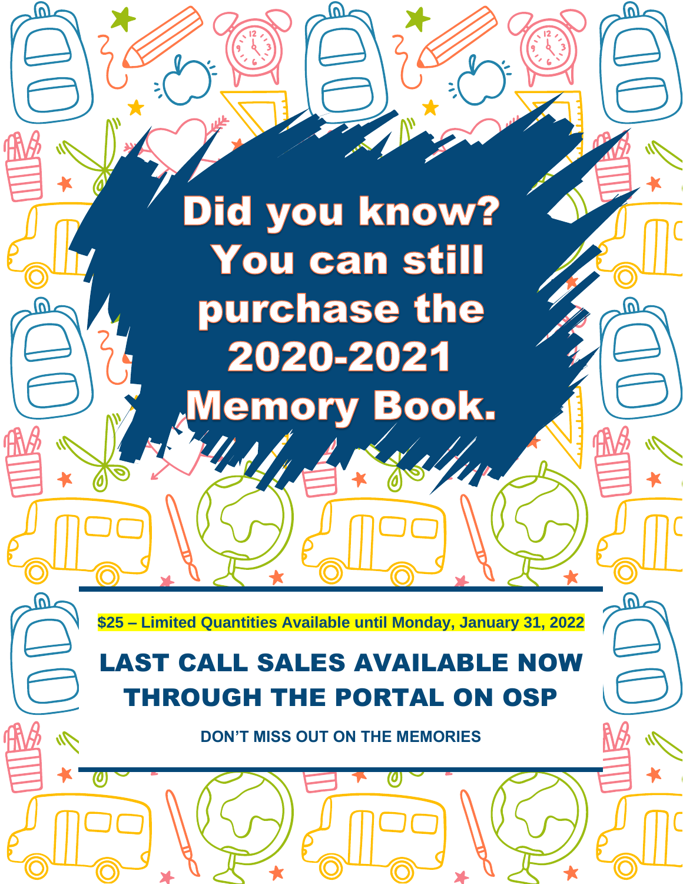# Did you know? You can still purchase the 2020-2021 Memory Book.

**$25 – Limited Quantities Available until Monday, January 31, 2022**

## LAST CALL SALES AVAILABLE NOW THROUGH THE PORTAL ON OSP

**DON'T MISS OUT ON THE MEMORIES**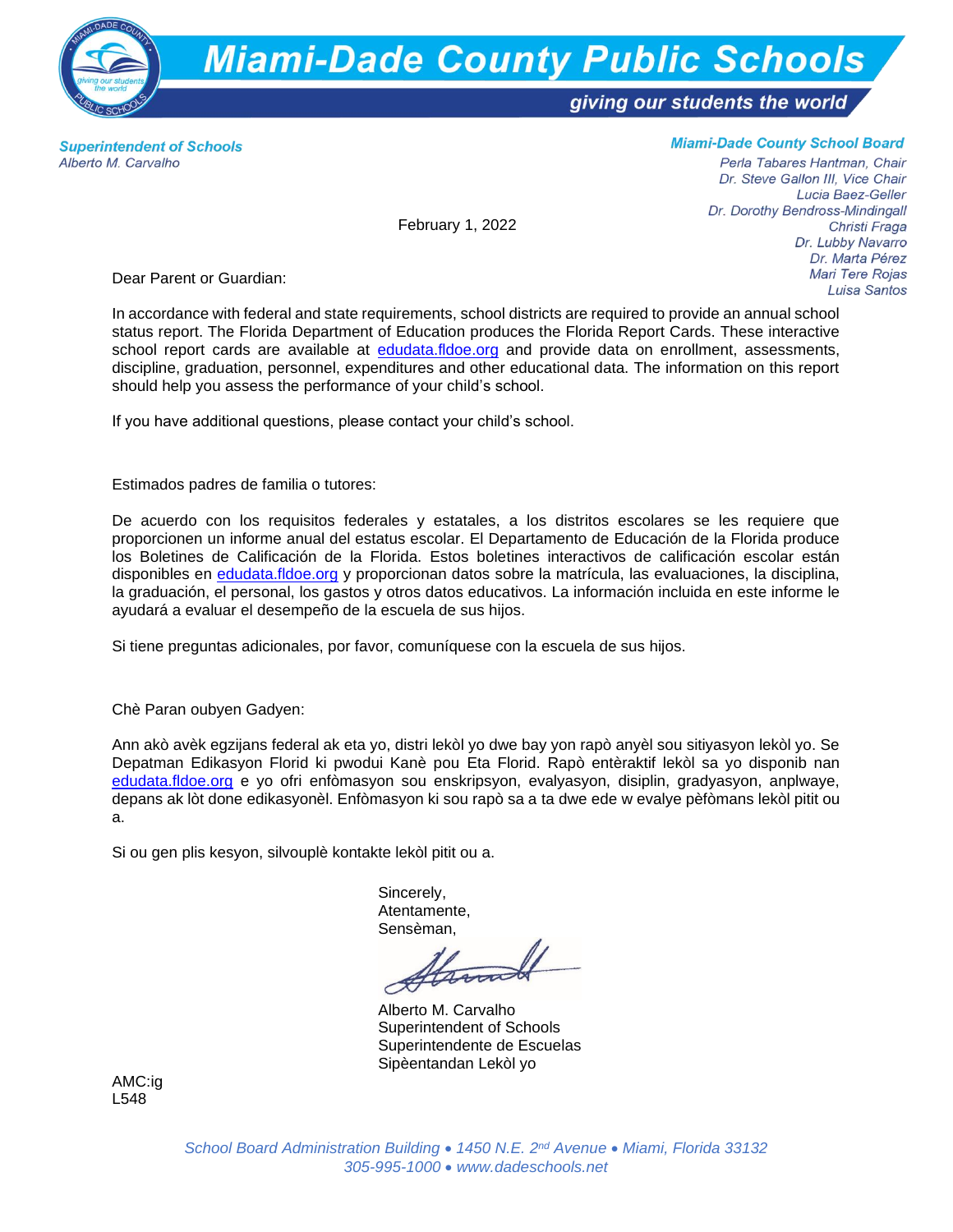# Miami-Dade County Public Schools

*giving our students the world*

**Superintendent of Schools**
*Alberto M. Carvalho*

**Miami-Dade County School Board**
*Perla Tabares Hantman, Chair*
*Dr. Steve Gallon III, Vice Chair*
*Lucia Baez-Geller*
*Dr. Dorothy Bendross-Mindingall*
*Christi Fraga*
*Dr. Lubby Navarro*
*Dr. Marta Pérez*
*Mari Tere Rojas*
*Luisa Santos*

February 1, 2022

Dear Parent or Guardian:

In accordance with federal and state requirements, school districts are required to provide an annual school status report. The Florida Department of Education produces the Florida Report Cards. These interactive school report cards are available at edudata.fldoe.org and provide data on enrollment, assessments, discipline, graduation, personnel, expenditures and other educational data. The information on this report should help you assess the performance of your child's school.

If you have additional questions, please contact your child's school.

Estimados padres de familia o tutores:

De acuerdo con los requisitos federales y estatales, a los distritos escolares se les requiere que proporcionen un informe anual del estatus escolar. El Departamento de Educación de la Florida produce los Boletines de Calificación de la Florida. Estos boletines interactivos de calificación escolar están disponibles en edudata.fldoe.org y proporcionan datos sobre la matrícula, las evaluaciones, la disciplina, la graduación, el personal, los gastos y otros datos educativos. La información incluida en este informe le ayudará a evaluar el desempeño de la escuela de sus hijos.

Si tiene preguntas adicionales, por favor, comuníquese con la escuela de sus hijos.

Chè Paran oubyen Gadyen:

Ann akò avèk egzijans federal ak eta yo, distri lekòl yo dwe bay yon rapò anyèl sou sitiyasyon lekòl yo. Se Depatman Edikasyon Florid ki pwodui Kanè pou Eta Florid. Rapò entèraktif lekòl sa yo disponib nan edudata.fldoe.org e yo ofri enfòmasyon sou enskripsyon, evalyasyon, disiplin, gradyasyon, anplwaye, depans ak lòt done edikasyonèl. Enfòmasyon ki sou rapò sa a ta dwe ede w evalye pèfòmans lekòl pitit ou a.

Si ou gen plis kesyon, silvouplè kontakte lekòl pitit ou a.

Sincerely,
Atentamente,
Sensèman,

Alberto M. Carvalho
Superintendent of Schools
Superintendente de Escuelas
Sipèentandan Lekòl yo

AMC:ig
L548

*School Board Administration Building • 1450 N.E. 2nd Avenue • Miami, Florida 33132*
*305-995-1000 • www.dadeschools.net*